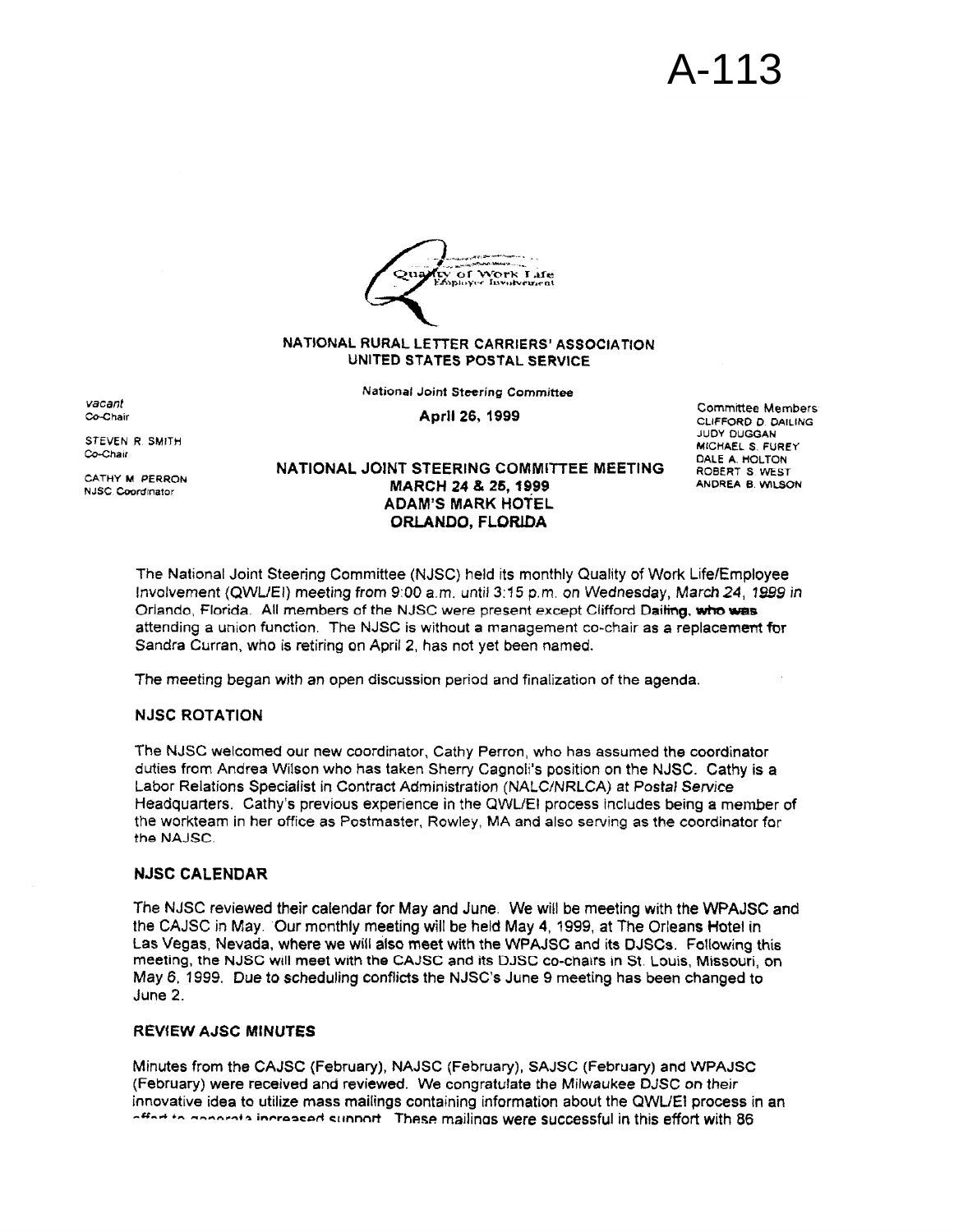A-113

Quality of Work Life
Employee Involvement

NATIONAL RURAL LETTER CARRIERS' ASSOCIATION
UNITED STATES POSTAL SERVICE

National Joint Steering Committee

April 26, 1999

*vacant*
Co-Chair

STEVEN R. SMITH
Co-Chair

CATHY M. PERRON
NJSC Coordinator

Committee Members:
CLIFFORD D. DAILING
JUDY DUGGAN
MICHAEL S. FUREY
DALE A. HOLTON
ROBERT S. WEST
ANDREA B. WILSON

**NATIONAL JOINT STEERING COMMITTEE MEETING**
**MARCH 24 & 25, 1999**
**ADAM'S MARK HOTEL**
**ORLANDO, FLORIDA**

The National Joint Steering Committee (NJSC) held its monthly Quality of Work Life/Employee Involvement (QWL/EI) meeting from 9:00 a.m. until 3:15 p.m. on Wednesday, March 24, 1999 in Orlando, Florida. All members of the NJSC were present except Clifford Dailing, who was attending a union function. The NJSC is without a management co-chair as a replacement for Sandra Curran, who is retiring on April 2, has not yet been named.

The meeting began with an open discussion period and finalization of the agenda.

### NJSC ROTATION

The NJSC welcomed our new coordinator, Cathy Perron, who has assumed the coordinator duties from Andrea Wilson who has taken Sherry Cagnoli's position on the NJSC. Cathy is a Labor Relations Specialist in Contract Administration (NALC/NRLCA) at Postal Service Headquarters. Cathy's previous experience in the QWL/EI process includes being a member of the workteam in her office as Postmaster, Rowley, MA and also serving as the coordinator for the NAJSC.

### NJSC CALENDAR

The NJSC reviewed their calendar for May and June. We will be meeting with the WPAJSC and the CAJSC in May. Our monthly meeting will be held May 4, 1999, at The Orleans Hotel in Las Vegas, Nevada, where we will also meet with the WPAJSC and its DJSCs. Following this meeting, the NJSC will meet with the CAJSC and its DJSC co-chairs in St. Louis, Missouri, on May 6, 1999. Due to scheduling conflicts the NJSC's June 9 meeting has been changed to June 2.

### REVIEW AJSC MINUTES

Minutes from the CAJSC (February), NAJSC (February), SAJSC (February) and WPAJSC (February) were received and reviewed. We congratulate the Milwaukee DJSC on their innovative idea to utilize mass mailings containing information about the QWL/EI process in an effort to generate increased support. These mailings were successful in this effort with 86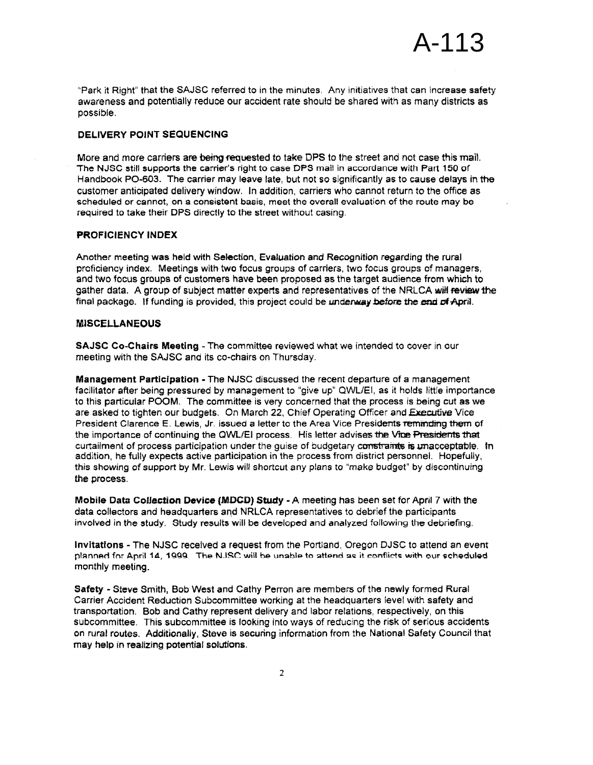"Park it Right" that the SAJSC referred to in the minutes. Any initiatives that can increase safety awareness and potentially reduce our accident rate should be shared with as many districts as possible.

**DELIVERY POINT SEQUENCING**

More and more carriers are being requested to take DPS to the street and not case this mail. The NJSC still supports the carrier's right to case DPS mail in accordance with Part 150 of Handbook PO-603. The carrier may leave late, but not so significantly as to cause delays in the customer anticipated delivery window. In addition, carriers who cannot return to the office as scheduled or cannot, on a consistent basis, meet the overall evaluation of the route may be required to take their DPS directly to the street without casing.

**PROFICIENCY INDEX**

Another meeting was held with Selection, Evaluation and Recognition regarding the rural proficiency index. Meetings with two focus groups of carriers, two focus groups of managers, and two focus groups of customers have been proposed as the target audience from which to gather data. A group of subject matter experts and representatives of the NRLCA will review the final package. If funding is provided, this project could be underway before the end of April.

**MISCELLANEOUS**

**SAJSC Co-Chairs Meeting** - The committee reviewed what we intended to cover in our meeting with the SAJSC and its co-chairs on Thursday.

**Management Participation** - The NJSC discussed the recent departure of a management facilitator after being pressured by management to "give up" QWL/EI, as it holds little importance to this particular POOM. The committee is very concerned that the process is being cut as we are asked to tighten our budgets. On March 22, Chief Operating Officer and Executive Vice President Clarence E. Lewis, Jr. issued a letter to the Area Vice Presidents reminding them of the importance of continuing the QWL/EI process. His letter advises the Vice Presidents that curtailment of process participation under the guise of budgetary constraints is unacceptable. In addition, he fully expects active participation in the process from district personnel. Hopefully, this showing of support by Mr. Lewis will shortcut any plans to "make budget" by discontinuing the process.

**Mobile Data Collection Device (MDCD) Study** - A meeting has been set for April 7 with the data collectors and headquarters and NRLCA representatives to debrief the participants involved in the study. Study results will be developed and analyzed following the debriefing.

**Invitations** - The NJSC received a request from the Portland, Oregon DJSC to attend an event planned for April 14, 1999. The NJSC will be unable to attend as it conflicts with our scheduled monthly meeting.

**Safety** - Steve Smith, Bob West and Cathy Perron are members of the newly formed Rural Carrier Accident Reduction Subcommittee working at the headquarters level with safety and transportation. Bob and Cathy represent delivery and labor relations, respectively, on this subcommittee. This subcommittee is looking into ways of reducing the risk of serious accidents on rural routes. Additionally, Steve is securing information from the National Safety Council that may help in realizing potential solutions.